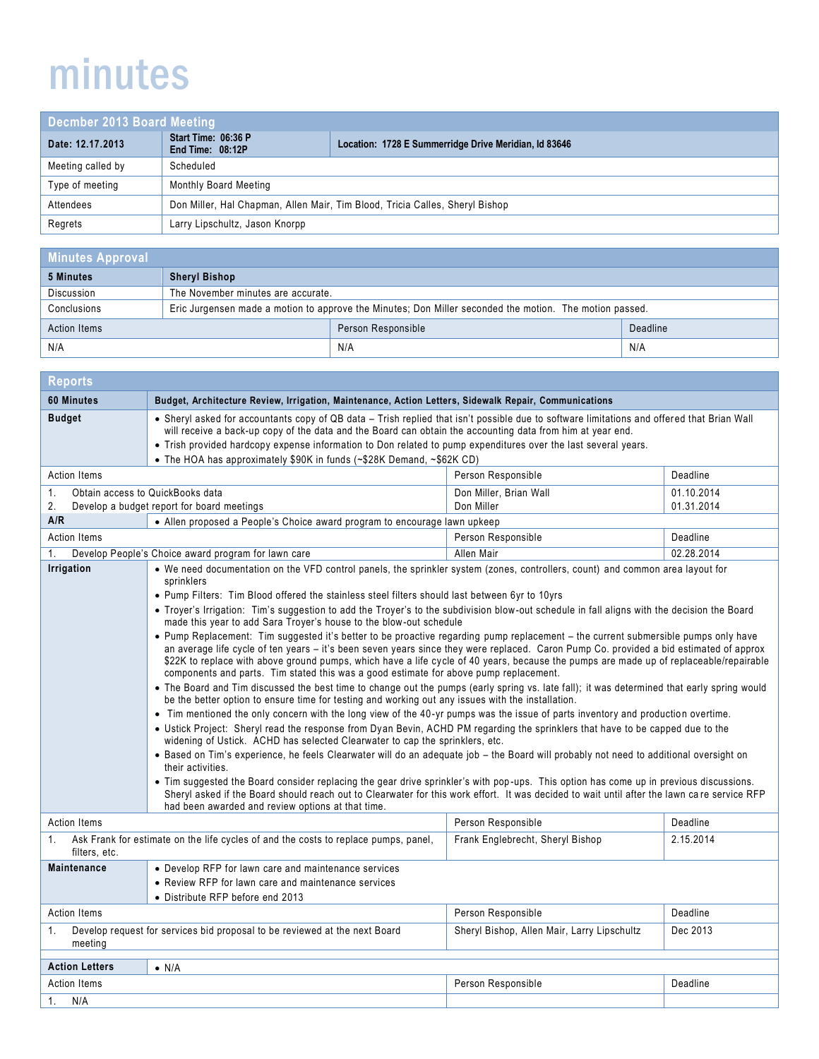# minutes

| Decmber 2013 Board Meeting | | |
|---|---|---|
| Date: 12.17.2013 | Start Time: 06:36 P<br>End Time: 08:12P | Location: 1728 E Summerridge Drive Meridian, Id 83646 |
| Meeting called by | Scheduled | |
| Type of meeting | Monthly Board Meeting | |
| Attendees | Don Miller, Hal Chapman, Allen Mair, Tim Blood, Tricia Calles, Sheryl Bishop | |
| Regrets | Larry Lipschultz, Jason Knorpp | |

## Minutes Approval

| 5 Minutes | Sheryl Bishop | |
|---|---|---|
| Discussion | The November minutes are accurate. | |
| Conclusions | Eric Jurgensen made a motion to approve the Minutes; Don Miller seconded the motion. The motion passed. | |
| **Action Items** | **Person Responsible** | **Deadline** |
| N/A | N/A | N/A |

## Reports

| 60 Minutes | Budget, Architecture Review, Irrigation, Maintenance, Action Letters, Sidewalk Repair, Communications | |
|---|---|---|

**Budget**

- Sheryl asked for accountants copy of QB data – Trish replied that isn't possible due to software limitations and offered that Brian Wall will receive a back-up copy of the data and the Board can obtain the accounting data from him at year end.
- Trish provided hardcopy expense information to Don related to pump expenditures over the last several years.
- The HOA has approximately $90K in funds (~$28K Demand, ~$62K CD)

| Action Items | Person Responsible | Deadline |
|---|---|---|
| 1. Obtain access to QuickBooks data | Don Miller, Brian Wall | 01.10.2014 |
| 2. Develop a budget report for board meetings | Don Miller | 01.31.2014 |

**A/R**

- Allen proposed a People's Choice award program to encourage lawn upkeep

| Action Items | Person Responsible | Deadline |
|---|---|---|
| 1. Develop People's Choice award program for lawn care | Allen Mair | 02.28.2014 |

**Irrigation**

- We need documentation on the VFD control panels, the sprinkler system (zones, controllers, count) and common area layout for sprinklers
- Pump Filters: Tim Blood offered the stainless steel filters should last between 6yr to 10yrs
- Troyer's Irrigation: Tim's suggestion to add the Troyer's to the subdivision blow-out schedule in fall aligns with the decision the Board made this year to add Sara Troyer's house to the blow-out schedule
- Pump Replacement: Tim suggested it's better to be proactive regarding pump replacement – the current submersible pumps only have an average life cycle of ten years – it's been seven years since they were replaced. Caron Pump Co. provided a bid estimated of approx $22K to replace with above ground pumps, which have a life cycle of 40 years, because the pumps are made up of replaceable/repairable components and parts. Tim stated this was a good estimate for above pump replacement.
- The Board and Tim discussed the best time to change out the pumps (early spring vs. late fall); it was determined that early spring would be the better option to ensure time for testing and working out any issues with the installation.
- Tim mentioned the only concern with the long view of the 40-yr pumps was the issue of parts inventory and production overtime.
- Ustick Project: Sheryl read the response from Dyan Bevin, ACHD PM regarding the sprinklers that have to be capped due to the widening of Ustick. ACHD has selected Clearwater to cap the sprinklers, etc.
- Based on Tim's experience, he feels Clearwater will do an adequate job – the Board will probably not need to additional oversight on their activities.
- Tim suggested the Board consider replacing the gear drive sprinkler's with pop-ups. This option has come up in previous discussions. Sheryl asked if the Board should reach out to Clearwater for this work effort. It was decided to wait until after the lawn care service RFP had been awarded and review options at that time.

| Action Items | Person Responsible | Deadline |
|---|---|---|
| 1. Ask Frank for estimate on the life cycles of and the costs to replace pumps, panel, filters, etc. | Frank Englebrecht, Sheryl Bishop | 2.15.2014 |

**Maintenance**

- Develop RFP for lawn care and maintenance services
- Review RFP for lawn care and maintenance services
- Distribute RFP before end 2013

| Action Items | Person Responsible | Deadline |
|---|---|---|
| 1. Develop request for services bid proposal to be reviewed at the next Board meeting | Sheryl Bishop, Allen Mair, Larry Lipschultz | Dec 2013 |

**Action Letters**

- N/A

| Action Items | Person Responsible | Deadline |
|---|---|---|
| 1. N/A | | |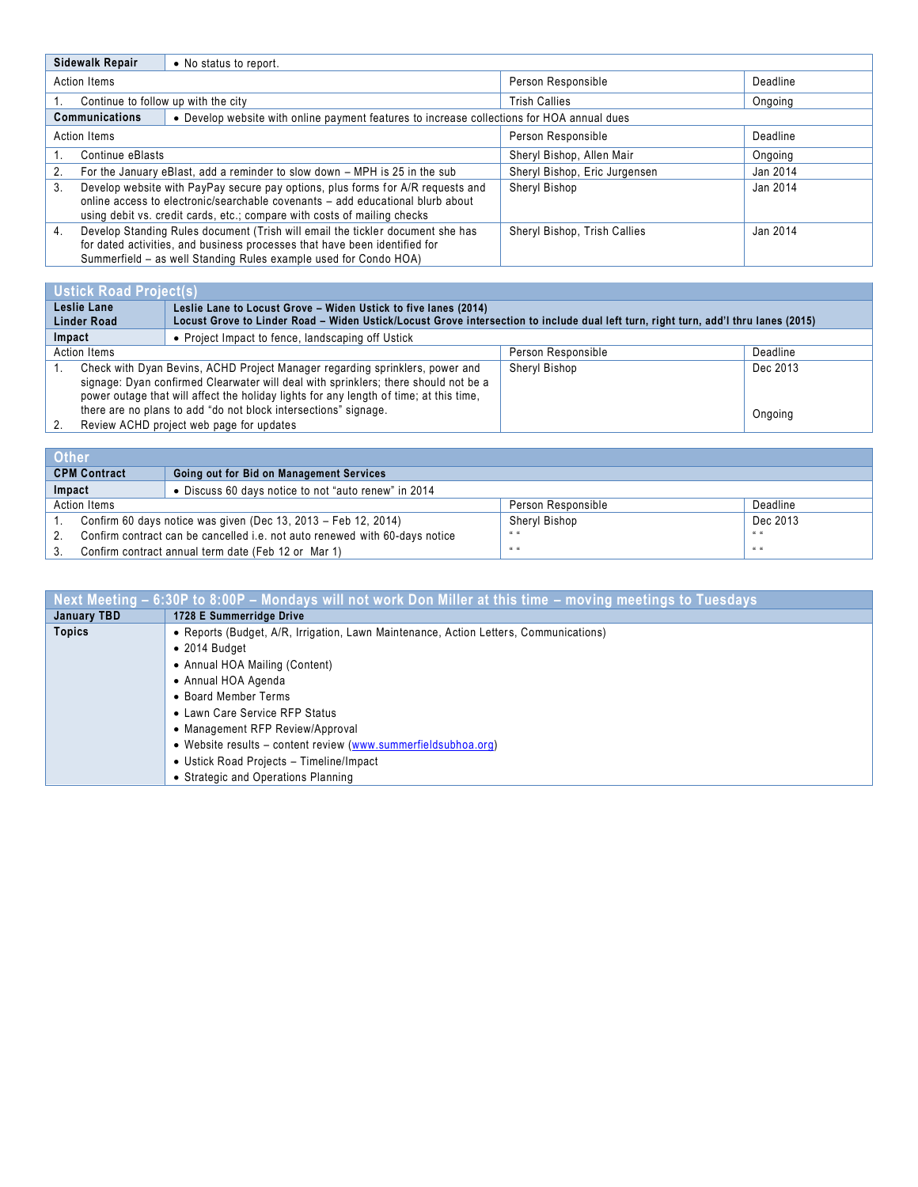| Sidewalk Repair | • No status to report. | |
|---|---|---|
| Action Items | Person Responsible | Deadline |
| 1. Continue to follow up with the city | Trish Callies | Ongoing |

| Communications | • Develop website with online payment features to increase collections for HOA annual dues | |
|---|---|---|
| Action Items | Person Responsible | Deadline |
| 1. Continue eBlasts | Sheryl Bishop, Allen Mair | Ongoing |
| 2. For the January eBlast, add a reminder to slow down – MPH is 25 in the sub | Sheryl Bishop, Eric Jurgensen | Jan 2014 |
| 3. Develop website with PayPay secure pay options, plus forms for A/R requests and online access to electronic/searchable covenants – add educational blurb about using debit vs. credit cards, etc.; compare with costs of mailing checks | Sheryl Bishop | Jan 2014 |
| 4. Develop Standing Rules document (Trish will email the tickler document she has for dated activities, and business processes that have been identified for Summerfield – as well Standing Rules example used for Condo HOA) | Sheryl Bishop, Trish Callies | Jan 2014 |

## Ustick Road Project(s)

| Leslie Lane<br>Linder Road | Leslie Lane to Locust Grove – Widen Ustick to five lanes (2014)<br>Locust Grove to Linder Road – Widen Ustick/Locust Grove intersection to include dual left turn, right turn, add'l thru lanes (2015) | |
|---|---|---|
| Impact | • Project Impact to fence, landscaping off Ustick | |
| Action Items | Person Responsible | Deadline |
| 1. Check with Dyan Bevins, ACHD Project Manager regarding sprinklers, power and signage: Dyan confirmed Clearwater will deal with sprinklers; there should not be a power outage that will affect the holiday lights for any length of time; at this time, there are no plans to add "do not block intersections" signage. | Sheryl Bishop | Dec 2013 |
| 2. Review ACHD project web page for updates | | Ongoing |

## Other

| CPM Contract | Going out for Bid on Management Services | |
|---|---|---|
| Impact | • Discuss 60 days notice to not "auto renew" in 2014 | |
| Action Items | Person Responsible | Deadline |
| 1. Confirm 60 days notice was given (Dec 13, 2013 – Feb 12, 2014) | Sheryl Bishop | Dec 2013 |
| 2. Confirm contract can be cancelled i.e. not auto renewed with 60-days notice | " " | " " |
| 3. Confirm contract annual term date (Feb 12 or Mar 1) | " " | " " |

## Next Meeting – 6:30P to 8:00P – Mondays will not work Don Miller at this time – moving meetings to Tuesdays

| January TBD | 1728 E Summerridge Drive |
|---|---|
| Topics | • Reports (Budget, A/R, Irrigation, Lawn Maintenance, Action Letters, Communications)<br>• 2014 Budget<br>• Annual HOA Mailing (Content)<br>• Annual HOA Agenda<br>• Board Member Terms<br>• Lawn Care Service RFP Status<br>• Management RFP Review/Approval<br>• Website results – content review (www.summerfieldsubhoa.org)<br>• Ustick Road Projects – Timeline/Impact<br>• Strategic and Operations Planning |